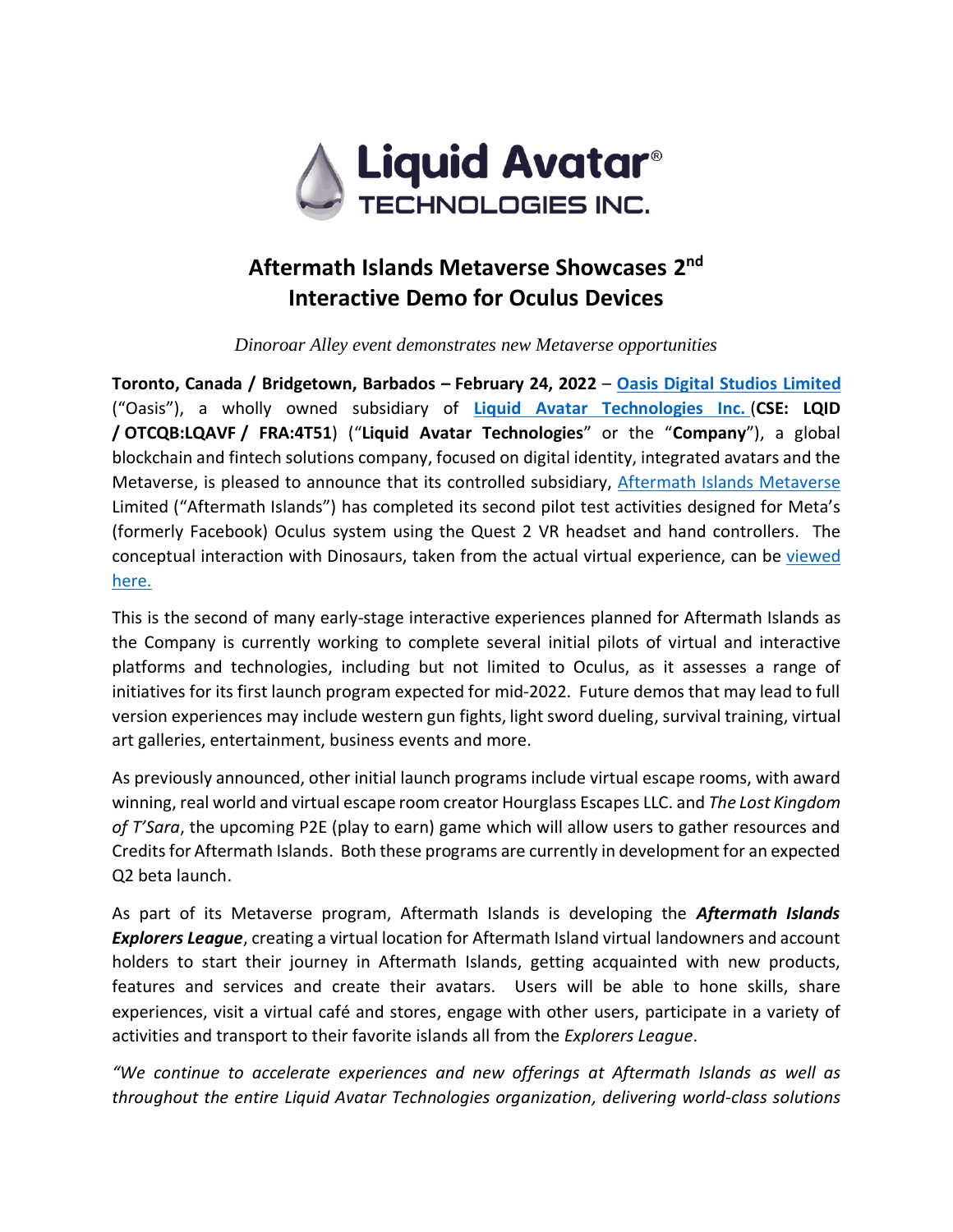# Aftermath Islands Metaverse Showcases 2nd Interactive Demo for Oculus Devices

*Dinoroar Alley event demonstrates new Metaverse opportunities*

**Toronto, Canada / Bridgetown, Barbados – February 24, 2022** – **Oasis Digital Studios Limited** ("Oasis"), a wholly owned subsidiary of **Liquid Avatar Technologies Inc.** (**CSE: LQID / OTCQB:LQAVF / FRA:4T51**) ("**Liquid Avatar Technologies**" or the "**Company**"), a global blockchain and fintech solutions company, focused on digital identity, integrated avatars and the Metaverse, is pleased to announce that its controlled subsidiary, Aftermath Islands Metaverse Limited ("Aftermath Islands") has completed its second pilot test activities designed for Meta's (formerly Facebook) Oculus system using the Quest 2 VR headset and hand controllers. The conceptual interaction with Dinosaurs, taken from the actual virtual experience, can be viewed here.

This is the second of many early-stage interactive experiences planned for Aftermath Islands as the Company is currently working to complete several initial pilots of virtual and interactive platforms and technologies, including but not limited to Oculus, as it assesses a range of initiatives for its first launch program expected for mid-2022. Future demos that may lead to full version experiences may include western gun fights, light sword dueling, survival training, virtual art galleries, entertainment, business events and more.

As previously announced, other initial launch programs include virtual escape rooms, with award winning, real world and virtual escape room creator Hourglass Escapes LLC. and *The Lost Kingdom of T'Sara*, the upcoming P2E (play to earn) game which will allow users to gather resources and Credits for Aftermath Islands. Both these programs are currently in development for an expected Q2 beta launch.

As part of its Metaverse program, Aftermath Islands is developing the ***Aftermath Islands Explorers League***, creating a virtual location for Aftermath Island virtual landowners and account holders to start their journey in Aftermath Islands, getting acquainted with new products, features and services and create their avatars. Users will be able to hone skills, share experiences, visit a virtual café and stores, engage with other users, participate in a variety of activities and transport to their favorite islands all from the *Explorers League*.

*"We continue to accelerate experiences and new offerings at Aftermath Islands as well as throughout the entire Liquid Avatar Technologies organization, delivering world-class solutions*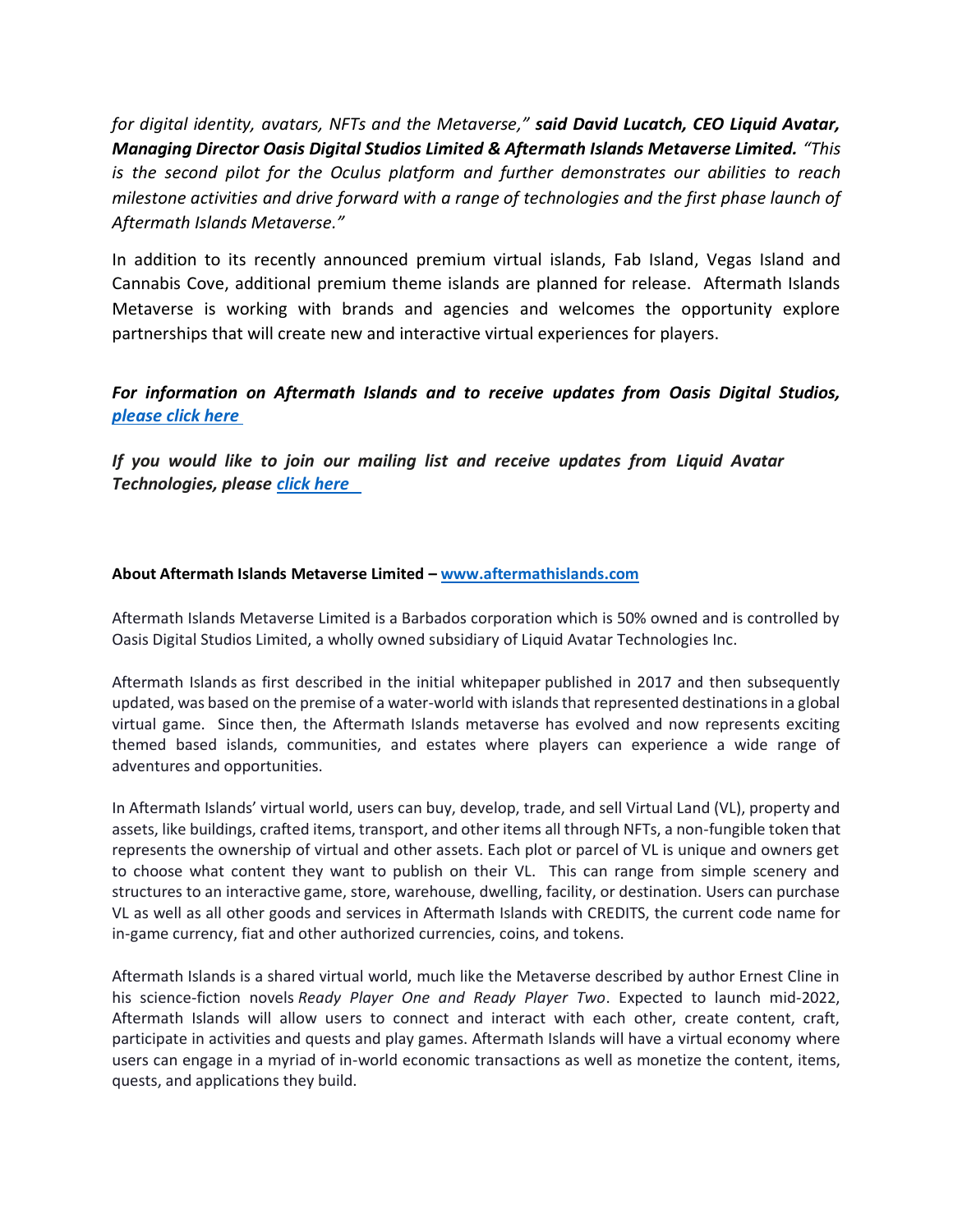*for digital identity, avatars, NFTs and the Metaverse,"* ***said David Lucatch, CEO Liquid Avatar, Managing Director Oasis Digital Studios Limited & Aftermath Islands Metaverse Limited.*** *"This is the second pilot for the Oculus platform and further demonstrates our abilities to reach milestone activities and drive forward with a range of technologies and the first phase launch of Aftermath Islands Metaverse."*

In addition to its recently announced premium virtual islands, Fab Island, Vegas Island and Cannabis Cove, additional premium theme islands are planned for release. Aftermath Islands Metaverse is working with brands and agencies and welcomes the opportunity explore partnerships that will create new and interactive virtual experiences for players.

***For information on Aftermath Islands and to receive updates from Oasis Digital Studios, please click here***

***If you would like to join our mailing list and receive updates from Liquid Avatar Technologies, please click here***

**About Aftermath Islands Metaverse Limited – www.aftermathislands.com**

Aftermath Islands Metaverse Limited is a Barbados corporation which is 50% owned and is controlled by Oasis Digital Studios Limited, a wholly owned subsidiary of Liquid Avatar Technologies Inc.

Aftermath Islands as first described in the initial whitepaper published in 2017 and then subsequently updated, was based on the premise of a water-world with islands that represented destinations in a global virtual game. Since then, the Aftermath Islands metaverse has evolved and now represents exciting themed based islands, communities, and estates where players can experience a wide range of adventures and opportunities.

In Aftermath Islands' virtual world, users can buy, develop, trade, and sell Virtual Land (VL), property and assets, like buildings, crafted items, transport, and other items all through NFTs, a non-fungible token that represents the ownership of virtual and other assets. Each plot or parcel of VL is unique and owners get to choose what content they want to publish on their VL. This can range from simple scenery and structures to an interactive game, store, warehouse, dwelling, facility, or destination. Users can purchase VL as well as all other goods and services in Aftermath Islands with CREDITS, the current code name for in-game currency, fiat and other authorized currencies, coins, and tokens.

Aftermath Islands is a shared virtual world, much like the Metaverse described by author Ernest Cline in his science-fiction novels *Ready Player One and Ready Player Two*. Expected to launch mid-2022, Aftermath Islands will allow users to connect and interact with each other, create content, craft, participate in activities and quests and play games. Aftermath Islands will have a virtual economy where users can engage in a myriad of in-world economic transactions as well as monetize the content, items, quests, and applications they build.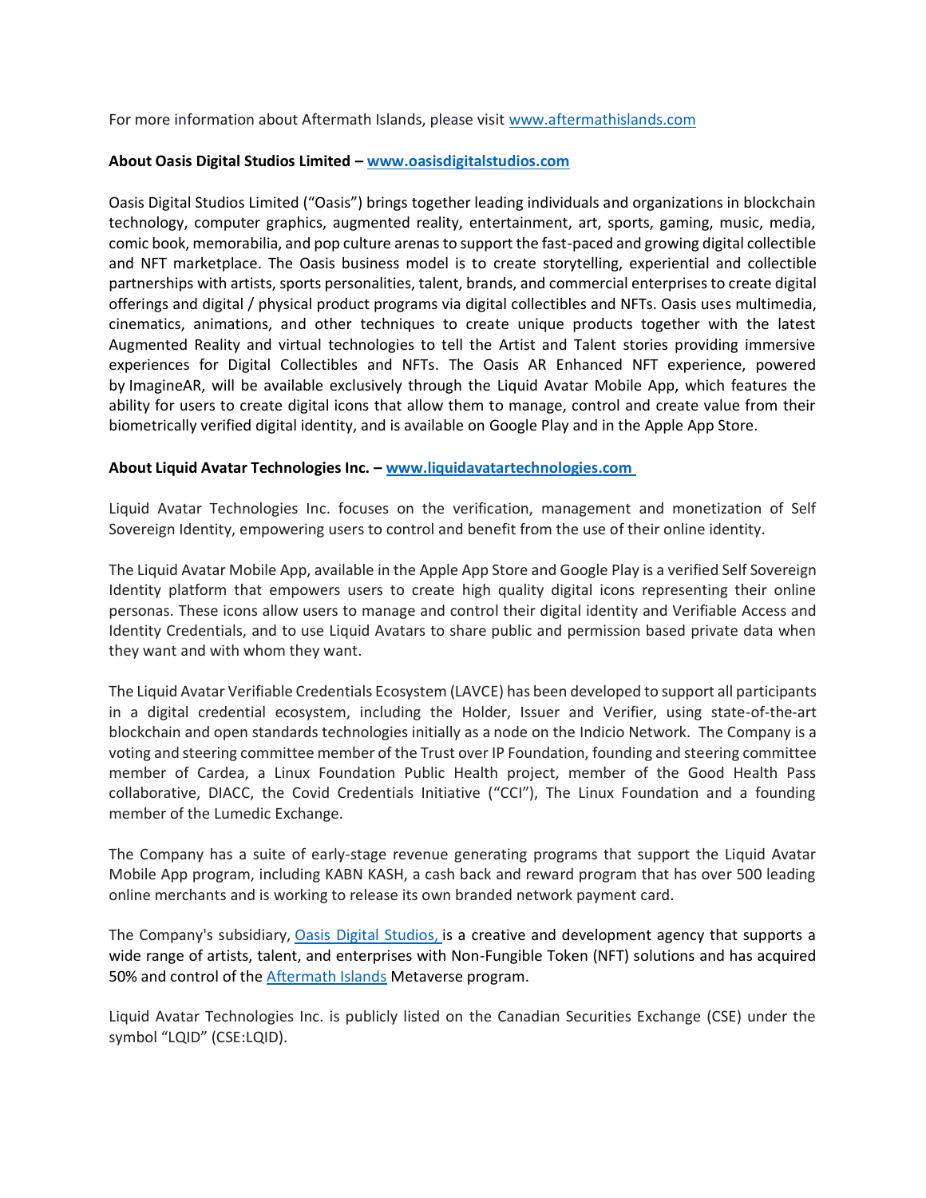For more information about Aftermath Islands, please visit [www.aftermathislands.com](http://www.aftermathislands.com)

**About Oasis Digital Studios Limited – [www.oasisdigitalstudios.com](http://www.oasisdigitalstudios.com)**

Oasis Digital Studios Limited ("Oasis") brings together leading individuals and organizations in blockchain technology, computer graphics, augmented reality, entertainment, art, sports, gaming, music, media, comic book, memorabilia, and pop culture arenas to support the fast-paced and growing digital collectible and NFT marketplace. The Oasis business model is to create storytelling, experiential and collectible partnerships with artists, sports personalities, talent, brands, and commercial enterprises to create digital offerings and digital / physical product programs via digital collectibles and NFTs. Oasis uses multimedia, cinematics, animations, and other techniques to create unique products together with the latest Augmented Reality and virtual technologies to tell the Artist and Talent stories providing immersive experiences for Digital Collectibles and NFTs. The Oasis AR Enhanced NFT experience, powered by ImagineAR, will be available exclusively through the Liquid Avatar Mobile App, which features the ability for users to create digital icons that allow them to manage, control and create value from their biometrically verified digital identity, and is available on Google Play and in the Apple App Store.

**About Liquid Avatar Technologies Inc. – [www.liquidavatartechnologies.com](http://www.liquidavatartechnologies.com)**

Liquid Avatar Technologies Inc. focuses on the verification, management and monetization of Self Sovereign Identity, empowering users to control and benefit from the use of their online identity.

The Liquid Avatar Mobile App, available in the Apple App Store and Google Play is a verified Self Sovereign Identity platform that empowers users to create high quality digital icons representing their online personas. These icons allow users to manage and control their digital identity and Verifiable Access and Identity Credentials, and to use Liquid Avatars to share public and permission based private data when they want and with whom they want.

The Liquid Avatar Verifiable Credentials Ecosystem (LAVCE) has been developed to support all participants in a digital credential ecosystem, including the Holder, Issuer and Verifier, using state-of-the-art blockchain and open standards technologies initially as a node on the Indicio Network. The Company is a voting and steering committee member of the Trust over IP Foundation, founding and steering committee member of Cardea, a Linux Foundation Public Health project, member of the Good Health Pass collaborative, DIACC, the Covid Credentials Initiative ("CCI"), The Linux Foundation and a founding member of the Lumedic Exchange.

The Company has a suite of early-stage revenue generating programs that support the Liquid Avatar Mobile App program, including KABN KASH, a cash back and reward program that has over 500 leading online merchants and is working to release its own branded network payment card.

The Company's subsidiary, Oasis Digital Studios, is a creative and development agency that supports a wide range of artists, talent, and enterprises with Non-Fungible Token (NFT) solutions and has acquired 50% and control of the Aftermath Islands Metaverse program.

Liquid Avatar Technologies Inc. is publicly listed on the Canadian Securities Exchange (CSE) under the symbol "LQID" (CSE:LQID).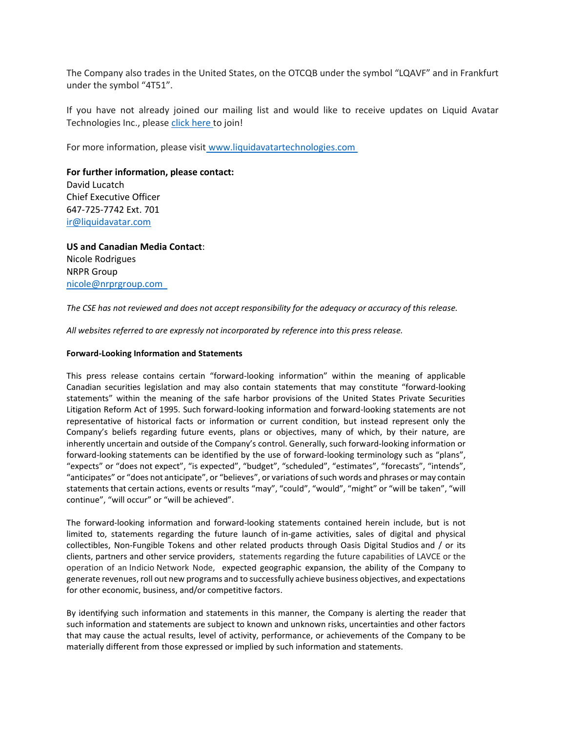The Company also trades in the United States, on the OTCQB under the symbol "LQAVF" and in Frankfurt under the symbol "4T51".

If you have not already joined our mailing list and would like to receive updates on Liquid Avatar Technologies Inc., please click here to join!

For more information, please visit www.liquidavatartechnologies.com

**For further information, please contact:**
David Lucatch
Chief Executive Officer
647-725-7742 Ext. 701
ir@liquidavatar.com

**US and Canadian Media Contact**:
Nicole Rodrigues
NRPR Group
nicole@nrprgroup.com

*The CSE has not reviewed and does not accept responsibility for the adequacy or accuracy of this release.*

*All websites referred to are expressly not incorporated by reference into this press release.*

**Forward-Looking Information and Statements**

This press release contains certain "forward-looking information" within the meaning of applicable Canadian securities legislation and may also contain statements that may constitute "forward-looking statements" within the meaning of the safe harbor provisions of the United States Private Securities Litigation Reform Act of 1995. Such forward-looking information and forward-looking statements are not representative of historical facts or information or current condition, but instead represent only the Company's beliefs regarding future events, plans or objectives, many of which, by their nature, are inherently uncertain and outside of the Company's control. Generally, such forward-looking information or forward-looking statements can be identified by the use of forward-looking terminology such as "plans", "expects" or "does not expect", "is expected", "budget", "scheduled", "estimates", "forecasts", "intends", "anticipates" or "does not anticipate", or "believes", or variations of such words and phrases or may contain statements that certain actions, events or results "may", "could", "would", "might" or "will be taken", "will continue", "will occur" or "will be achieved".

The forward-looking information and forward-looking statements contained herein include, but is not limited to, statements regarding the future launch of in-game activities, sales of digital and physical collectibles, Non-Fungible Tokens and other related products through Oasis Digital Studios and / or its clients, partners and other service providers, statements regarding the future capabilities of LAVCE or the operation of an Indicio Network Node, expected geographic expansion, the ability of the Company to generate revenues, roll out new programs and to successfully achieve business objectives, and expectations for other economic, business, and/or competitive factors.

By identifying such information and statements in this manner, the Company is alerting the reader that such information and statements are subject to known and unknown risks, uncertainties and other factors that may cause the actual results, level of activity, performance, or achievements of the Company to be materially different from those expressed or implied by such information and statements.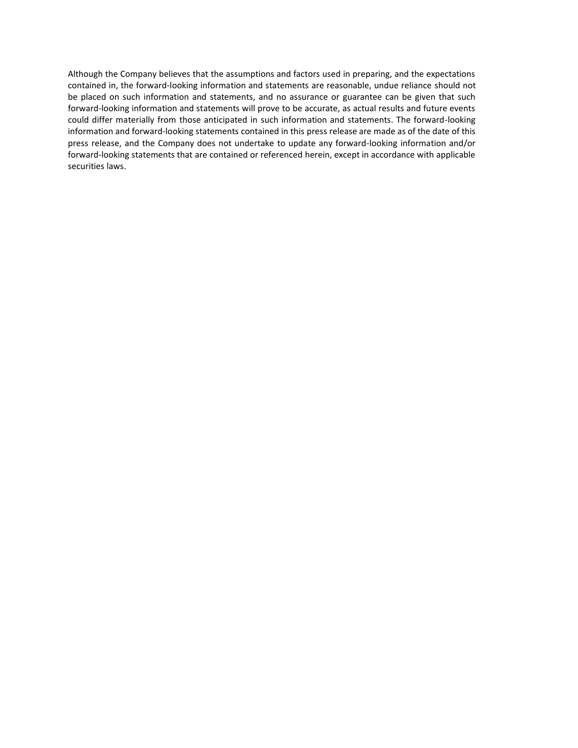Although the Company believes that the assumptions and factors used in preparing, and the expectations contained in, the forward-looking information and statements are reasonable, undue reliance should not be placed on such information and statements, and no assurance or guarantee can be given that such forward-looking information and statements will prove to be accurate, as actual results and future events could differ materially from those anticipated in such information and statements. The forward-looking information and forward-looking statements contained in this press release are made as of the date of this press release, and the Company does not undertake to update any forward-looking information and/or forward-looking statements that are contained or referenced herein, except in accordance with applicable securities laws.